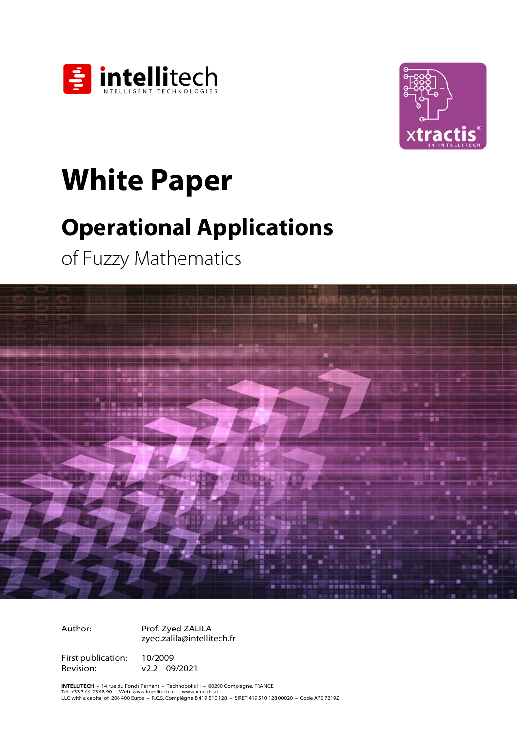# White Paper

## Operational Applications

of Fuzzy Mathematics

| | |
|---|---|
| Author: | Prof. Zyed ZALILA<br>zyed.zalila@intellitech.fr |
| First publication: | 10/2009 |
| Revision: | v2.2 – 09/2021 |

**INTELLITECH** – 14 rue du Fonds Pernant – Technopolis III – 60200 Compiègne, FRANCE
Tel: +33 3 44 23 48 90 – Web: www.intellitech.ai – www.xtractis.ai
LLC with a capital of 206 400 Euros – R.C.S. Compiègne B 419 510 128 – SIRET 419 510 128 00020 – Code APE 7219Z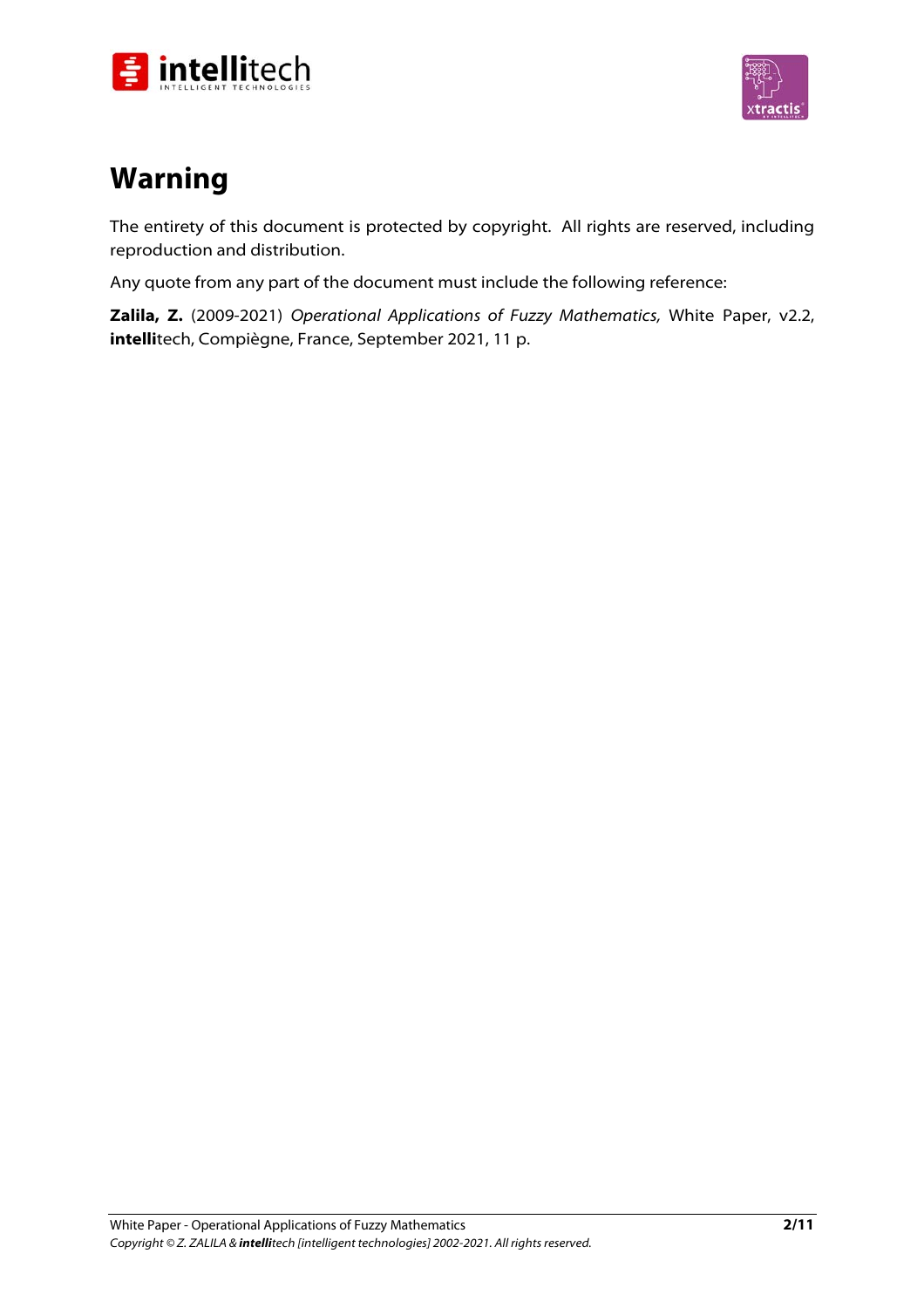# Warning

The entirety of this document is protected by copyright. All rights are reserved, including reproduction and distribution.

Any quote from any part of the document must include the following reference:

**Zalila, Z.** (2009-2021) *Operational Applications of Fuzzy Mathematics,* White Paper, v2.2, **intelli**tech, Compiègne, France, September 2021, 11 p.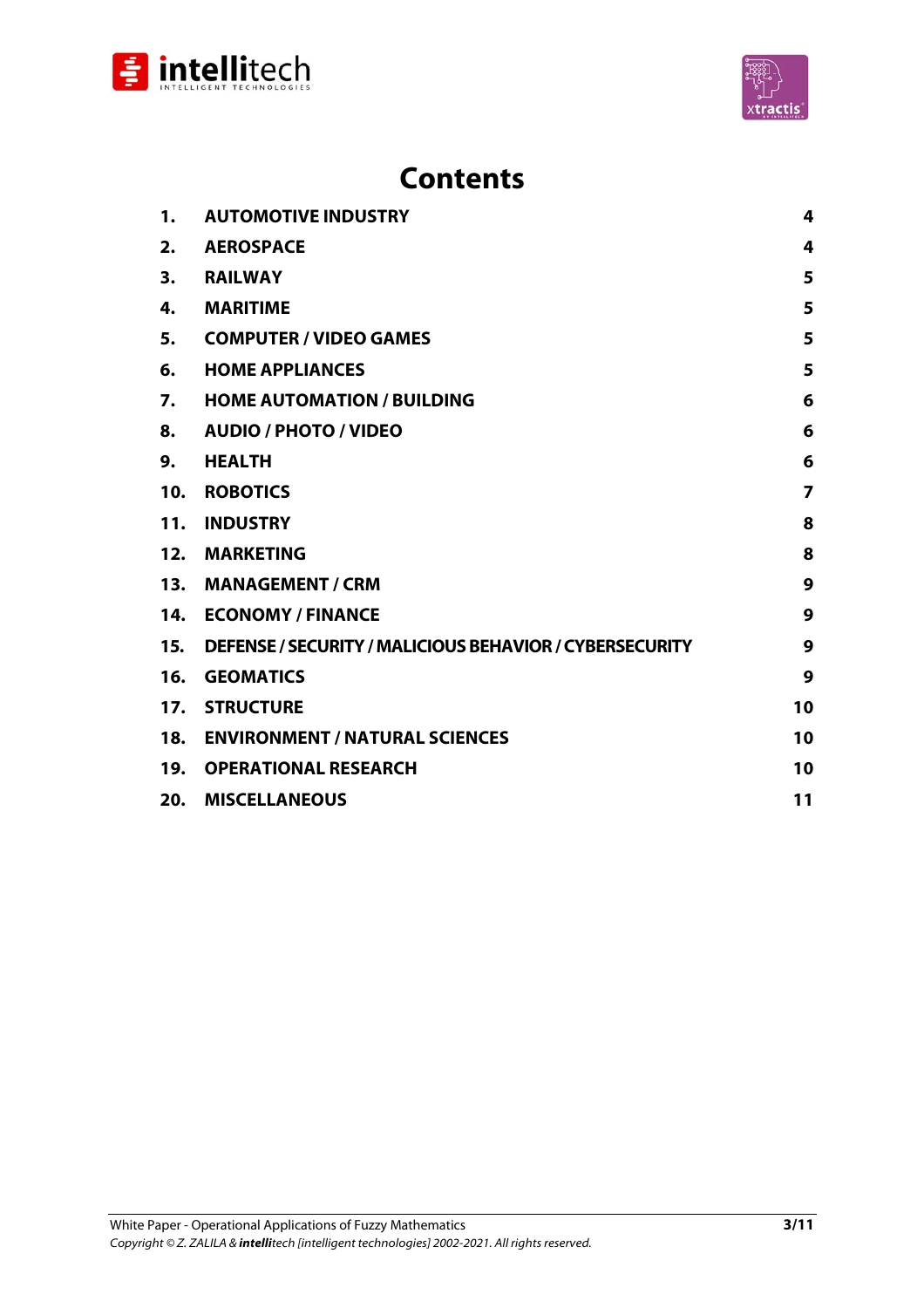# Contents

| | | |
|---|---|---|
| 1. | AUTOMOTIVE INDUSTRY | 4 |
| 2. | AEROSPACE | 4 |
| 3. | RAILWAY | 5 |
| 4. | MARITIME | 5 |
| 5. | COMPUTER / VIDEO GAMES | 5 |
| 6. | HOME APPLIANCES | 5 |
| 7. | HOME AUTOMATION / BUILDING | 6 |
| 8. | AUDIO / PHOTO / VIDEO | 6 |
| 9. | HEALTH | 6 |
| 10. | ROBOTICS | 7 |
| 11. | INDUSTRY | 8 |
| 12. | MARKETING | 8 |
| 13. | MANAGEMENT / CRM | 9 |
| 14. | ECONOMY / FINANCE | 9 |
| 15. | DEFENSE / SECURITY / MALICIOUS BEHAVIOR / CYBERSECURITY | 9 |
| 16. | GEOMATICS | 9 |
| 17. | STRUCTURE | 10 |
| 18. | ENVIRONMENT / NATURAL SCIENCES | 10 |
| 19. | OPERATIONAL RESEARCH | 10 |
| 20. | MISCELLANEOUS | 11 |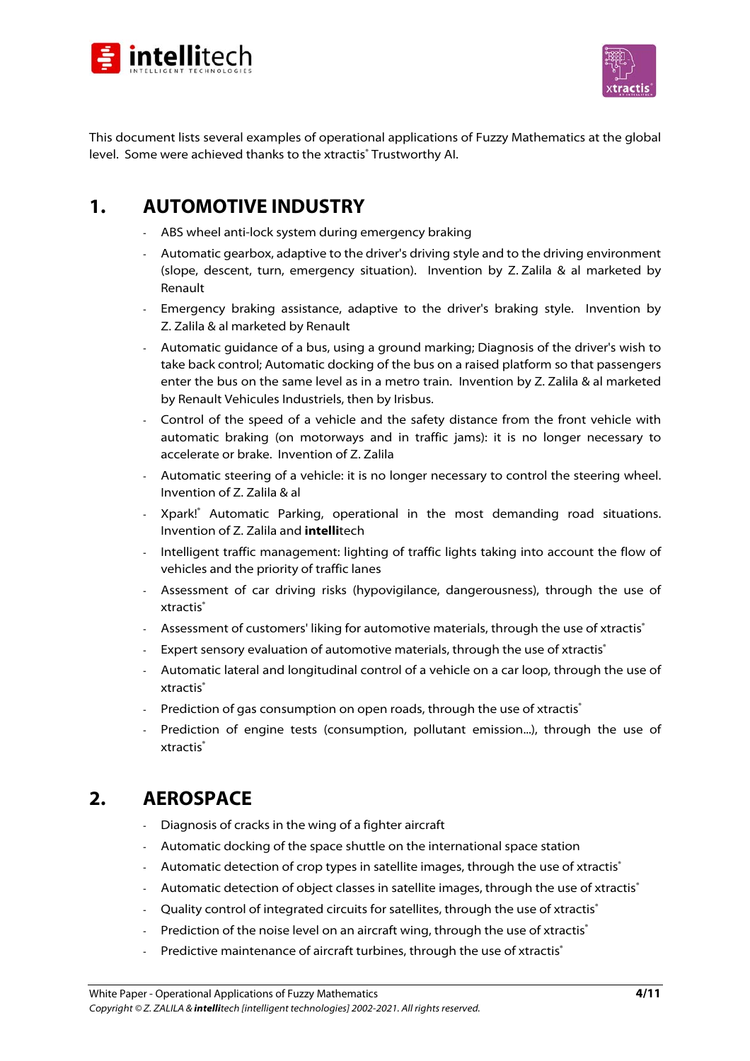This document lists several examples of operational applications of Fuzzy Mathematics at the global level. Some were achieved thanks to the xtractis® Trustworthy AI.

# 1. AUTOMOTIVE INDUSTRY

- ABS wheel anti-lock system during emergency braking
- Automatic gearbox, adaptive to the driver's driving style and to the driving environment (slope, descent, turn, emergency situation). Invention by Z. Zalila & al marketed by Renault
- Emergency braking assistance, adaptive to the driver's braking style. Invention by Z. Zalila & al marketed by Renault
- Automatic guidance of a bus, using a ground marking; Diagnosis of the driver's wish to take back control; Automatic docking of the bus on a raised platform so that passengers enter the bus on the same level as in a metro train. Invention by Z. Zalila & al marketed by Renault Vehicules Industriels, then by Irisbus.
- Control of the speed of a vehicle and the safety distance from the front vehicle with automatic braking (on motorways and in traffic jams): it is no longer necessary to accelerate or brake. Invention of Z. Zalila
- Automatic steering of a vehicle: it is no longer necessary to control the steering wheel. Invention of Z. Zalila & al
- Xpark!® Automatic Parking, operational in the most demanding road situations. Invention of Z. Zalila and **intelli**tech
- Intelligent traffic management: lighting of traffic lights taking into account the flow of vehicles and the priority of traffic lanes
- Assessment of car driving risks (hypovigilance, dangerousness), through the use of xtractis®
- Assessment of customers' liking for automotive materials, through the use of xtractis®
- Expert sensory evaluation of automotive materials, through the use of xtractis®
- Automatic lateral and longitudinal control of a vehicle on a car loop, through the use of xtractis®
- Prediction of gas consumption on open roads, through the use of xtractis®
- Prediction of engine tests (consumption, pollutant emission...), through the use of xtractis®

# 2. AEROSPACE

- Diagnosis of cracks in the wing of a fighter aircraft
- Automatic docking of the space shuttle on the international space station
- Automatic detection of crop types in satellite images, through the use of xtractis®
- Automatic detection of object classes in satellite images, through the use of xtractis®
- Quality control of integrated circuits for satellites, through the use of xtractis®
- Prediction of the noise level on an aircraft wing, through the use of xtractis®
- Predictive maintenance of aircraft turbines, through the use of xtractis®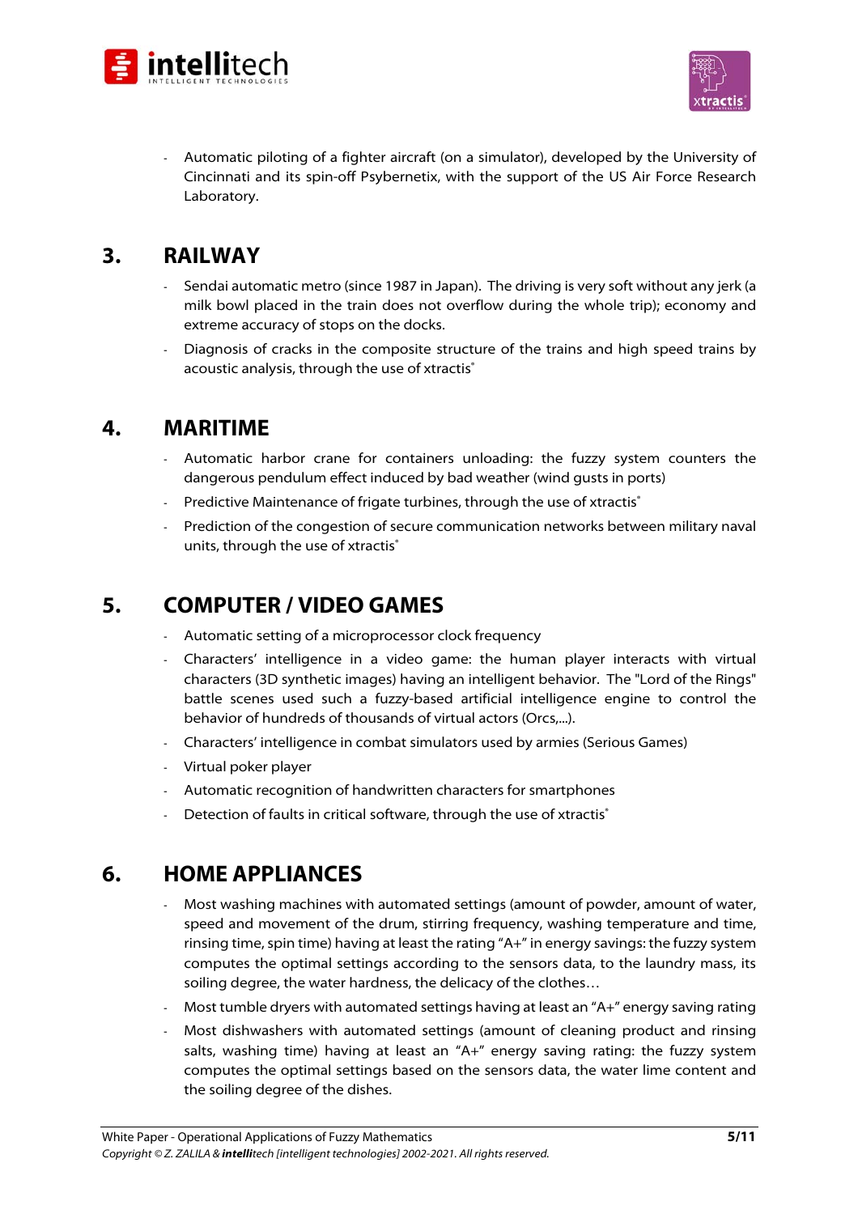- Automatic piloting of a fighter aircraft (on a simulator), developed by the University of Cincinnati and its spin-off Psybernetix, with the support of the US Air Force Research Laboratory.

## 3. RAILWAY

- Sendai automatic metro (since 1987 in Japan). The driving is very soft without any jerk (a milk bowl placed in the train does not overflow during the whole trip); economy and extreme accuracy of stops on the docks.
- Diagnosis of cracks in the composite structure of the trains and high speed trains by acoustic analysis, through the use of xtractis®

## 4. MARITIME

- Automatic harbor crane for containers unloading: the fuzzy system counters the dangerous pendulum effect induced by bad weather (wind gusts in ports)
- Predictive Maintenance of frigate turbines, through the use of xtractis®
- Prediction of the congestion of secure communication networks between military naval units, through the use of xtractis®

## 5. COMPUTER / VIDEO GAMES

- Automatic setting of a microprocessor clock frequency
- Characters' intelligence in a video game: the human player interacts with virtual characters (3D synthetic images) having an intelligent behavior. The "Lord of the Rings" battle scenes used such a fuzzy-based artificial intelligence engine to control the behavior of hundreds of thousands of virtual actors (Orcs,...).
- Characters' intelligence in combat simulators used by armies (Serious Games)
- Virtual poker player
- Automatic recognition of handwritten characters for smartphones
- Detection of faults in critical software, through the use of xtractis®

## 6. HOME APPLIANCES

- Most washing machines with automated settings (amount of powder, amount of water, speed and movement of the drum, stirring frequency, washing temperature and time, rinsing time, spin time) having at least the rating "A+" in energy savings: the fuzzy system computes the optimal settings according to the sensors data, to the laundry mass, its soiling degree, the water hardness, the delicacy of the clothes…
- Most tumble dryers with automated settings having at least an "A+" energy saving rating
- Most dishwashers with automated settings (amount of cleaning product and rinsing salts, washing time) having at least an "A+" energy saving rating: the fuzzy system computes the optimal settings based on the sensors data, the water lime content and the soiling degree of the dishes.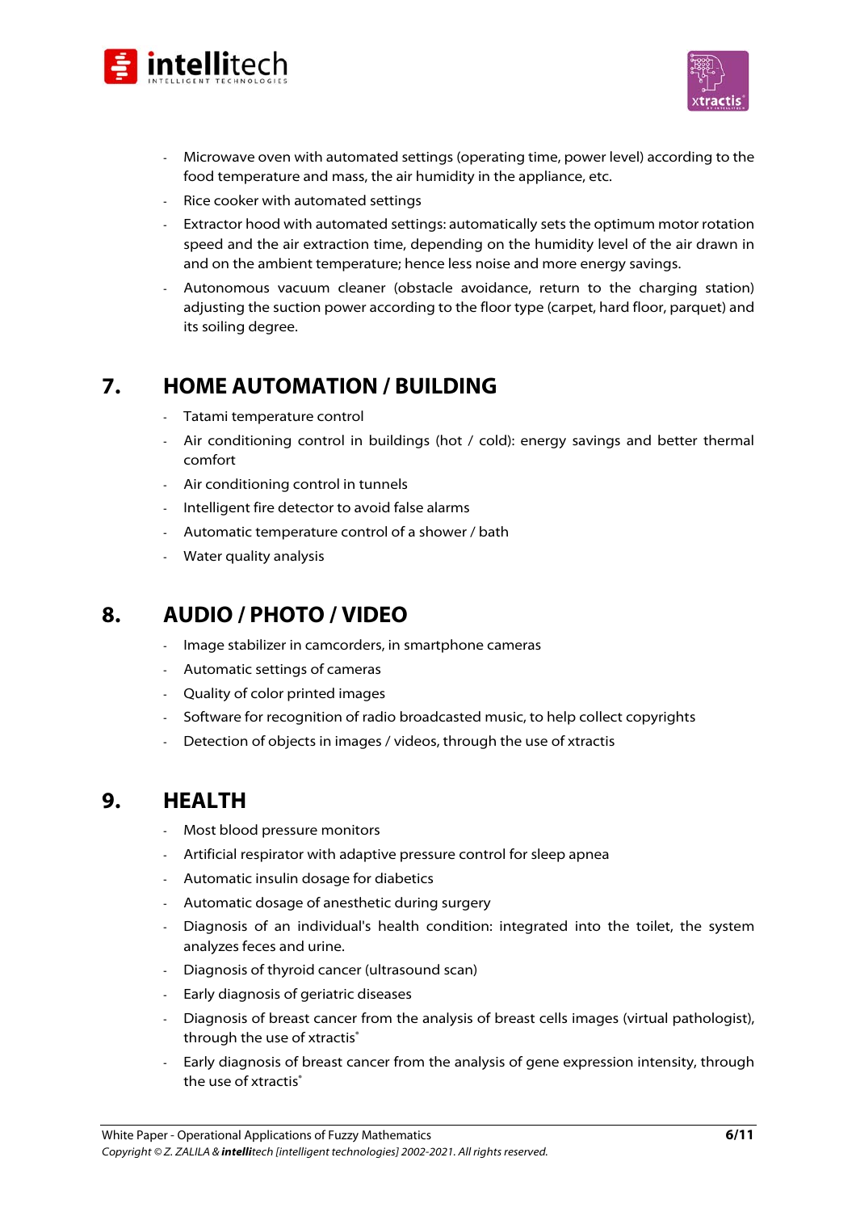- Microwave oven with automated settings (operating time, power level) according to the food temperature and mass, the air humidity in the appliance, etc.
- Rice cooker with automated settings
- Extractor hood with automated settings: automatically sets the optimum motor rotation speed and the air extraction time, depending on the humidity level of the air drawn in and on the ambient temperature; hence less noise and more energy savings.
- Autonomous vacuum cleaner (obstacle avoidance, return to the charging station) adjusting the suction power according to the floor type (carpet, hard floor, parquet) and its soiling degree.

## 7. HOME AUTOMATION / BUILDING

- Tatami temperature control
- Air conditioning control in buildings (hot / cold): energy savings and better thermal comfort
- Air conditioning control in tunnels
- Intelligent fire detector to avoid false alarms
- Automatic temperature control of a shower / bath
- Water quality analysis

## 8. AUDIO / PHOTO / VIDEO

- Image stabilizer in camcorders, in smartphone cameras
- Automatic settings of cameras
- Quality of color printed images
- Software for recognition of radio broadcasted music, to help collect copyrights
- Detection of objects in images / videos, through the use of xtractis

## 9. HEALTH

- Most blood pressure monitors
- Artificial respirator with adaptive pressure control for sleep apnea
- Automatic insulin dosage for diabetics
- Automatic dosage of anesthetic during surgery
- Diagnosis of an individual's health condition: integrated into the toilet, the system analyzes feces and urine.
- Diagnosis of thyroid cancer (ultrasound scan)
- Early diagnosis of geriatric diseases
- Diagnosis of breast cancer from the analysis of breast cells images (virtual pathologist), through the use of xtractis®
- Early diagnosis of breast cancer from the analysis of gene expression intensity, through the use of xtractis®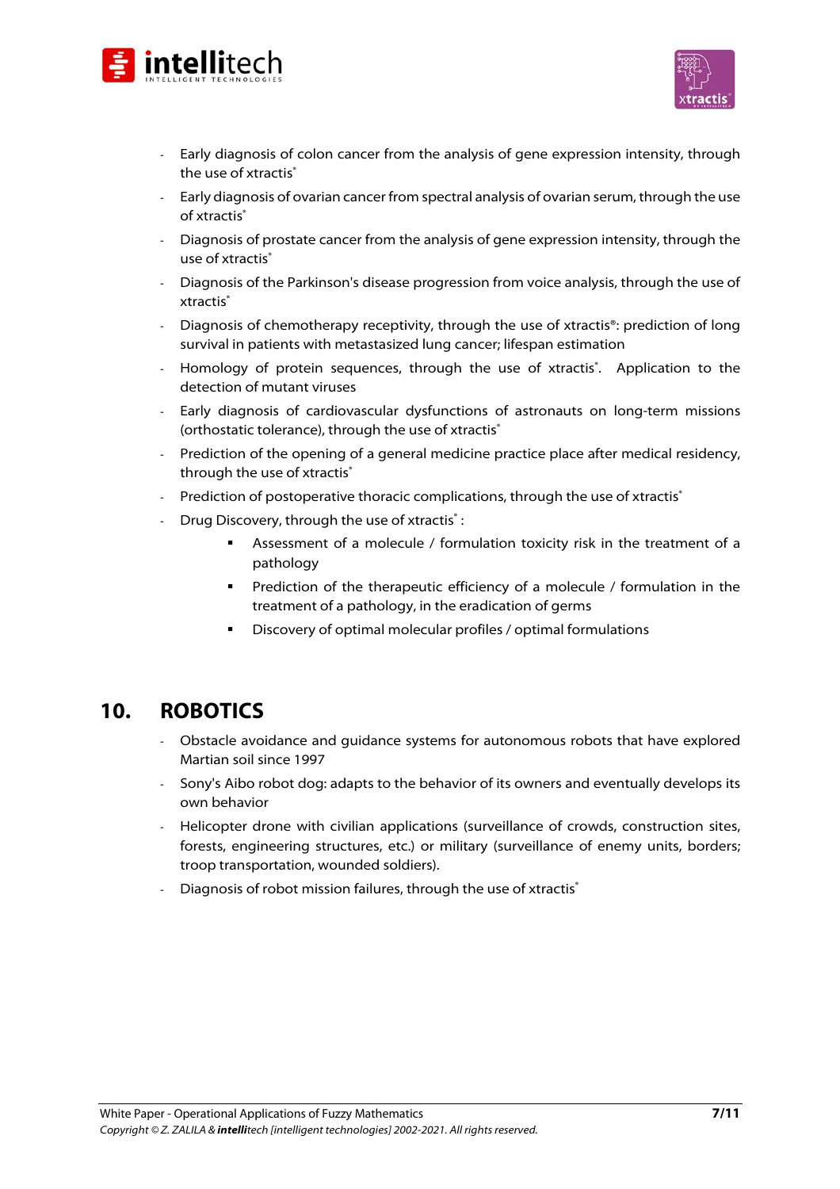- Early diagnosis of colon cancer from the analysis of gene expression intensity, through the use of xtractis®
- Early diagnosis of ovarian cancer from spectral analysis of ovarian serum, through the use of xtractis®
- Diagnosis of prostate cancer from the analysis of gene expression intensity, through the use of xtractis®
- Diagnosis of the Parkinson's disease progression from voice analysis, through the use of xtractis®
- Diagnosis of chemotherapy receptivity, through the use of xtractis®: prediction of long survival in patients with metastasized lung cancer; lifespan estimation
- Homology of protein sequences, through the use of xtractis®. Application to the detection of mutant viruses
- Early diagnosis of cardiovascular dysfunctions of astronauts on long-term missions (orthostatic tolerance), through the use of xtractis®
- Prediction of the opening of a general medicine practice place after medical residency, through the use of xtractis®
- Prediction of postoperative thoracic complications, through the use of xtractis®
- Drug Discovery, through the use of xtractis® :
    - Assessment of a molecule / formulation toxicity risk in the treatment of a pathology
    - Prediction of the therapeutic efficiency of a molecule / formulation in the treatment of a pathology, in the eradication of germs
    - Discovery of optimal molecular profiles / optimal formulations

## 10. ROBOTICS

- Obstacle avoidance and guidance systems for autonomous robots that have explored Martian soil since 1997
- Sony's Aibo robot dog: adapts to the behavior of its owners and eventually develops its own behavior
- Helicopter drone with civilian applications (surveillance of crowds, construction sites, forests, engineering structures, etc.) or military (surveillance of enemy units, borders; troop transportation, wounded soldiers).
- Diagnosis of robot mission failures, through the use of xtractis®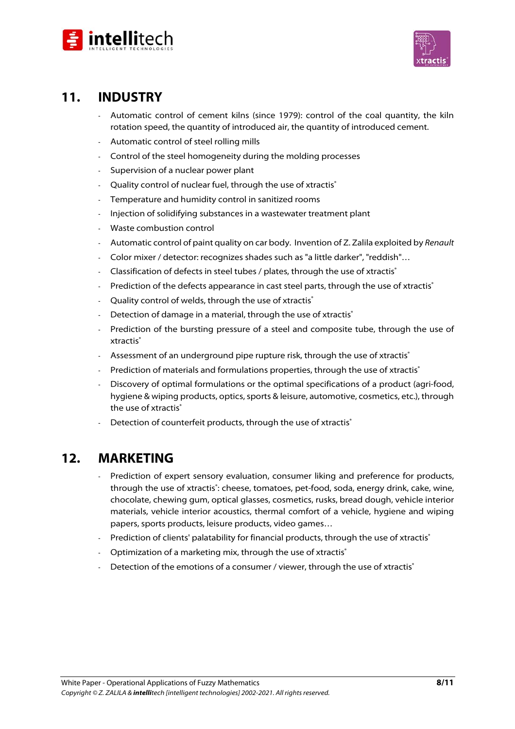## 11. INDUSTRY

- Automatic control of cement kilns (since 1979): control of the coal quantity, the kiln rotation speed, the quantity of introduced air, the quantity of introduced cement.
- Automatic control of steel rolling mills
- Control of the steel homogeneity during the molding processes
- Supervision of a nuclear power plant
- Quality control of nuclear fuel, through the use of xtractis®
- Temperature and humidity control in sanitized rooms
- Injection of solidifying substances in a wastewater treatment plant
- Waste combustion control
- Automatic control of paint quality on car body. Invention of Z. Zalila exploited by *Renault*
- Color mixer / detector: recognizes shades such as "a little darker", "reddish"…
- Classification of defects in steel tubes / plates, through the use of xtractis®
- Prediction of the defects appearance in cast steel parts, through the use of xtractis®
- Quality control of welds, through the use of xtractis®
- Detection of damage in a material, through the use of xtractis®
- Prediction of the bursting pressure of a steel and composite tube, through the use of xtractis®
- Assessment of an underground pipe rupture risk, through the use of xtractis®
- Prediction of materials and formulations properties, through the use of xtractis®
- Discovery of optimal formulations or the optimal specifications of a product (agri-food, hygiene & wiping products, optics, sports & leisure, automotive, cosmetics, etc.), through the use of xtractis®
- Detection of counterfeit products, through the use of xtractis®

## 12. MARKETING

- Prediction of expert sensory evaluation, consumer liking and preference for products, through the use of xtractis®: cheese, tomatoes, pet-food, soda, energy drink, cake, wine, chocolate, chewing gum, optical glasses, cosmetics, rusks, bread dough, vehicle interior materials, vehicle interior acoustics, thermal comfort of a vehicle, hygiene and wiping papers, sports products, leisure products, video games…
- Prediction of clients' palatability for financial products, through the use of xtractis®
- Optimization of a marketing mix, through the use of xtractis®
- Detection of the emotions of a consumer / viewer, through the use of xtractis®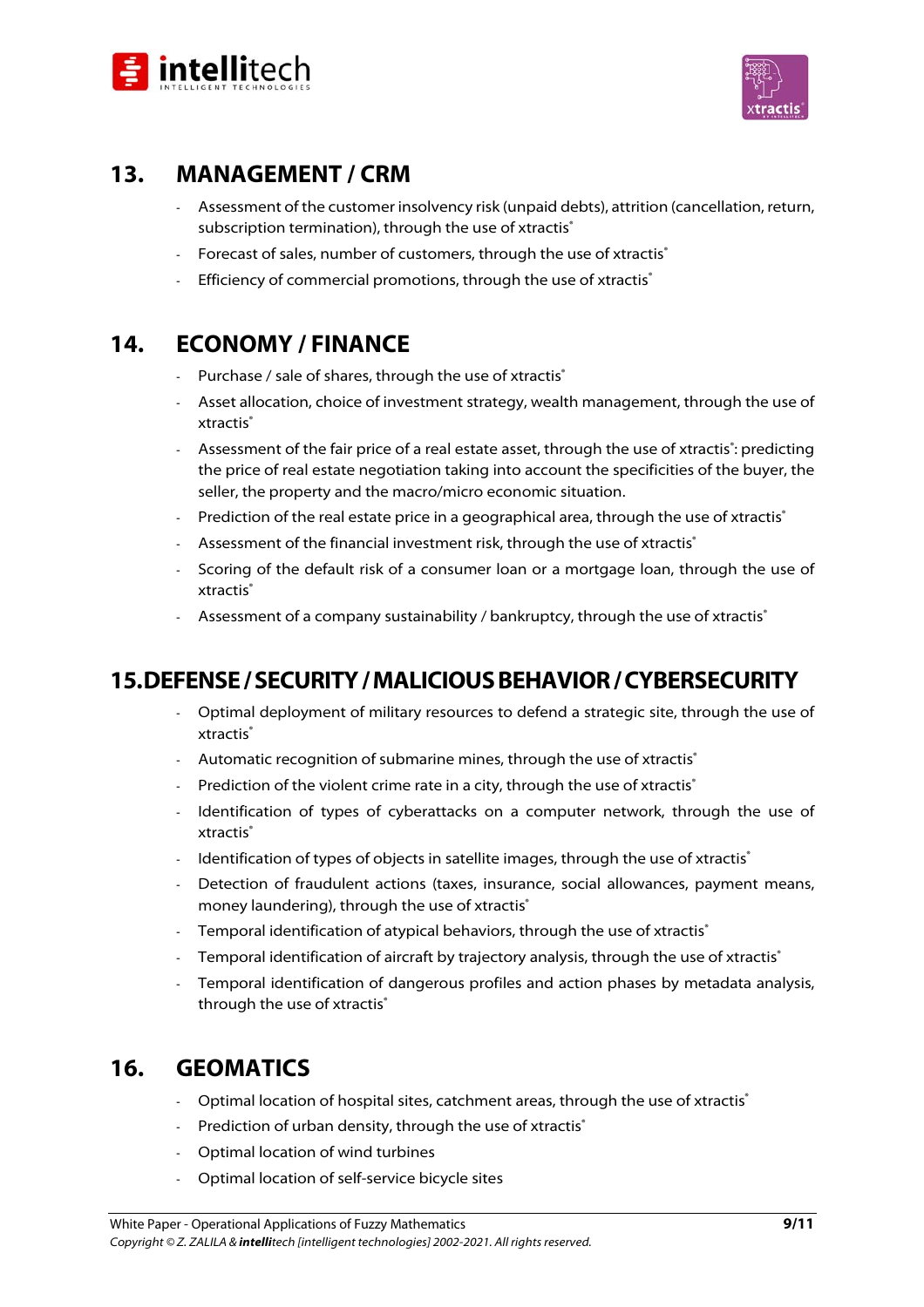## 13. MANAGEMENT / CRM

- Assessment of the customer insolvency risk (unpaid debts), attrition (cancellation, return, subscription termination), through the use of xtractis®
- Forecast of sales, number of customers, through the use of xtractis®
- Efficiency of commercial promotions, through the use of xtractis®

## 14. ECONOMY / FINANCE

- Purchase / sale of shares, through the use of xtractis®
- Asset allocation, choice of investment strategy, wealth management, through the use of xtractis®
- Assessment of the fair price of a real estate asset, through the use of xtractis®: predicting the price of real estate negotiation taking into account the specificities of the buyer, the seller, the property and the macro/micro economic situation.
- Prediction of the real estate price in a geographical area, through the use of xtractis®
- Assessment of the financial investment risk, through the use of xtractis®
- Scoring of the default risk of a consumer loan or a mortgage loan, through the use of xtractis®
- Assessment of a company sustainability / bankruptcy, through the use of xtractis®

## 15. DEFENSE / SECURITY / MALICIOUS BEHAVIOR / CYBERSECURITY

- Optimal deployment of military resources to defend a strategic site, through the use of xtractis®
- Automatic recognition of submarine mines, through the use of xtractis®
- Prediction of the violent crime rate in a city, through the use of xtractis®
- Identification of types of cyberattacks on a computer network, through the use of xtractis®
- Identification of types of objects in satellite images, through the use of xtractis®
- Detection of fraudulent actions (taxes, insurance, social allowances, payment means, money laundering), through the use of xtractis®
- Temporal identification of atypical behaviors, through the use of xtractis®
- Temporal identification of aircraft by trajectory analysis, through the use of xtractis®
- Temporal identification of dangerous profiles and action phases by metadata analysis, through the use of xtractis®

## 16. GEOMATICS

- Optimal location of hospital sites, catchment areas, through the use of xtractis®
- Prediction of urban density, through the use of xtractis®
- Optimal location of wind turbines
- Optimal location of self-service bicycle sites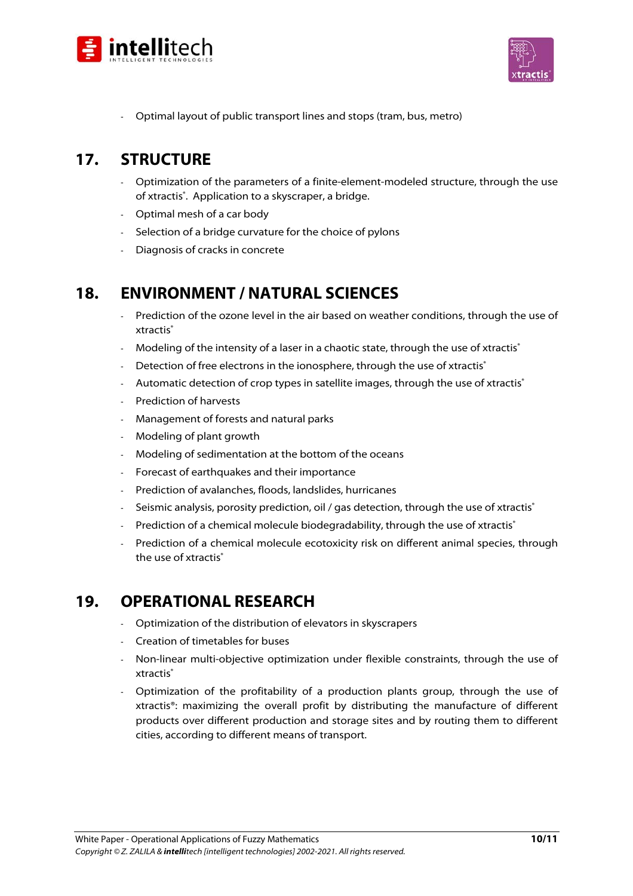- Optimal layout of public transport lines and stops (tram, bus, metro)

## 17. STRUCTURE

- Optimization of the parameters of a finite-element-modeled structure, through the use of xtractis®. Application to a skyscraper, a bridge.
- Optimal mesh of a car body
- Selection of a bridge curvature for the choice of pylons
- Diagnosis of cracks in concrete

## 18. ENVIRONMENT / NATURAL SCIENCES

- Prediction of the ozone level in the air based on weather conditions, through the use of xtractis®
- Modeling of the intensity of a laser in a chaotic state, through the use of xtractis®
- Detection of free electrons in the ionosphere, through the use of xtractis®
- Automatic detection of crop types in satellite images, through the use of xtractis®
- Prediction of harvests
- Management of forests and natural parks
- Modeling of plant growth
- Modeling of sedimentation at the bottom of the oceans
- Forecast of earthquakes and their importance
- Prediction of avalanches, floods, landslides, hurricanes
- Seismic analysis, porosity prediction, oil / gas detection, through the use of xtractis®
- Prediction of a chemical molecule biodegradability, through the use of xtractis®
- Prediction of a chemical molecule ecotoxicity risk on different animal species, through the use of xtractis®

## 19. OPERATIONAL RESEARCH

- Optimization of the distribution of elevators in skyscrapers
- Creation of timetables for buses
- Non-linear multi-objective optimization under flexible constraints, through the use of xtractis®
- Optimization of the profitability of a production plants group, through the use of xtractis®: maximizing the overall profit by distributing the manufacture of different products over different production and storage sites and by routing them to different cities, according to different means of transport.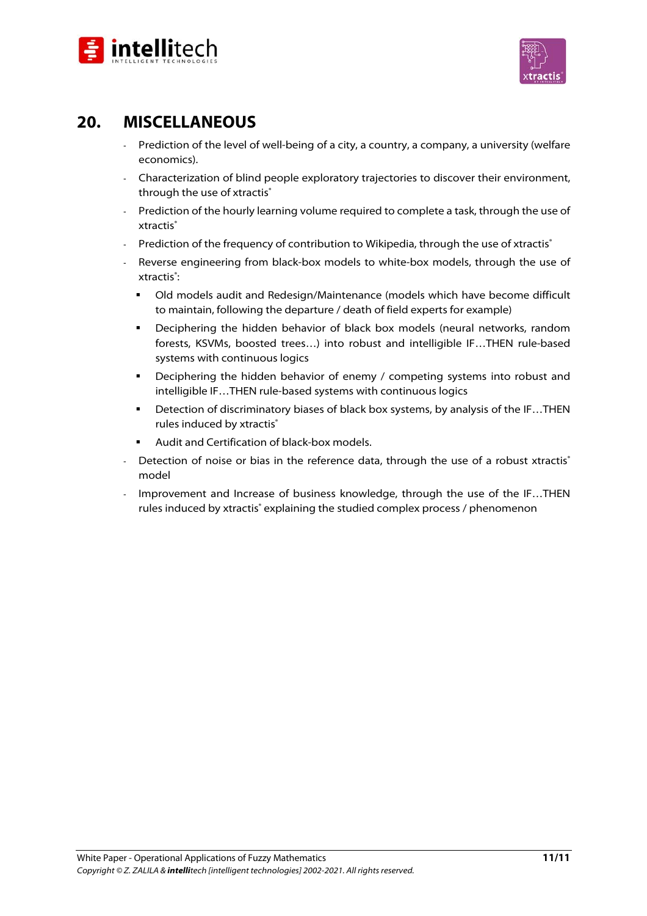## 20. MISCELLANEOUS

- Prediction of the level of well-being of a city, a country, a company, a university (welfare economics).
- Characterization of blind people exploratory trajectories to discover their environment, through the use of xtractis®
- Prediction of the hourly learning volume required to complete a task, through the use of xtractis®
- Prediction of the frequency of contribution to Wikipedia, through the use of xtractis®
- Reverse engineering from black-box models to white-box models, through the use of xtractis®:
  - Old models audit and Redesign/Maintenance (models which have become difficult to maintain, following the departure / death of field experts for example)
  - Deciphering the hidden behavior of black box models (neural networks, random forests, KSVMs, boosted trees…) into robust and intelligible IF…THEN rule-based systems with continuous logics
  - Deciphering the hidden behavior of enemy / competing systems into robust and intelligible IF…THEN rule-based systems with continuous logics
  - Detection of discriminatory biases of black box systems, by analysis of the IF…THEN rules induced by xtractis®
  - Audit and Certification of black-box models.
- Detection of noise or bias in the reference data, through the use of a robust xtractis® model
- Improvement and Increase of business knowledge, through the use of the IF…THEN rules induced by xtractis® explaining the studied complex process / phenomenon